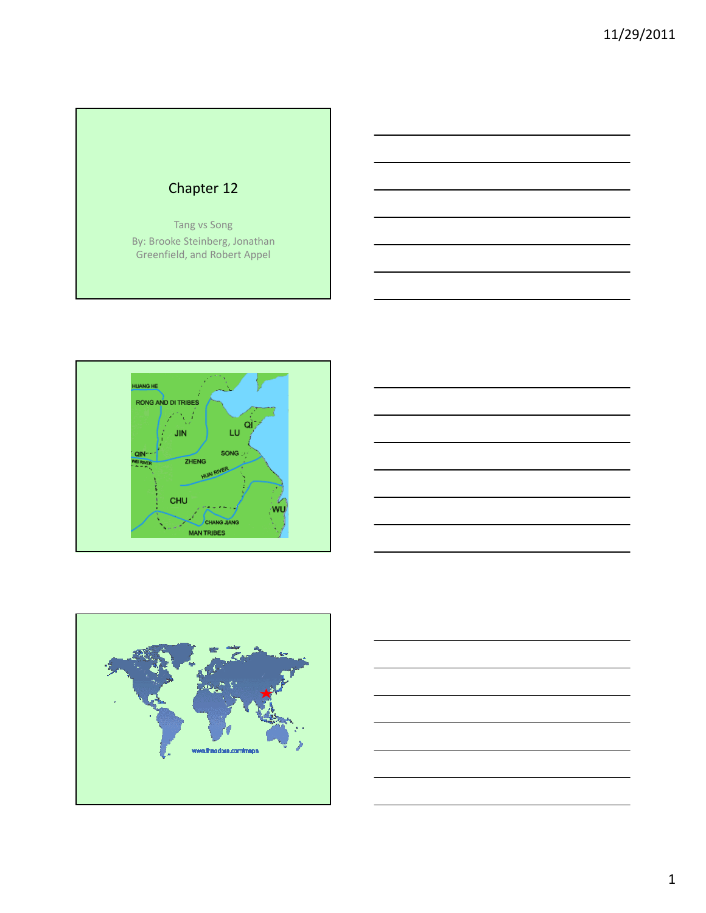# Chapter 12

Tang vs Song

By: Brooke Steinberg, Jonathan Greenfield, and Robert Appel

HUANG HE

RONG AND DI TRIBES

JIN

LU

QI

QIN

WEI RIVER

ZHENG

SONG

HUAI RIVER

CHU

WU

CHANG JIANG

MAN TRIBES

www.theodora.com/maps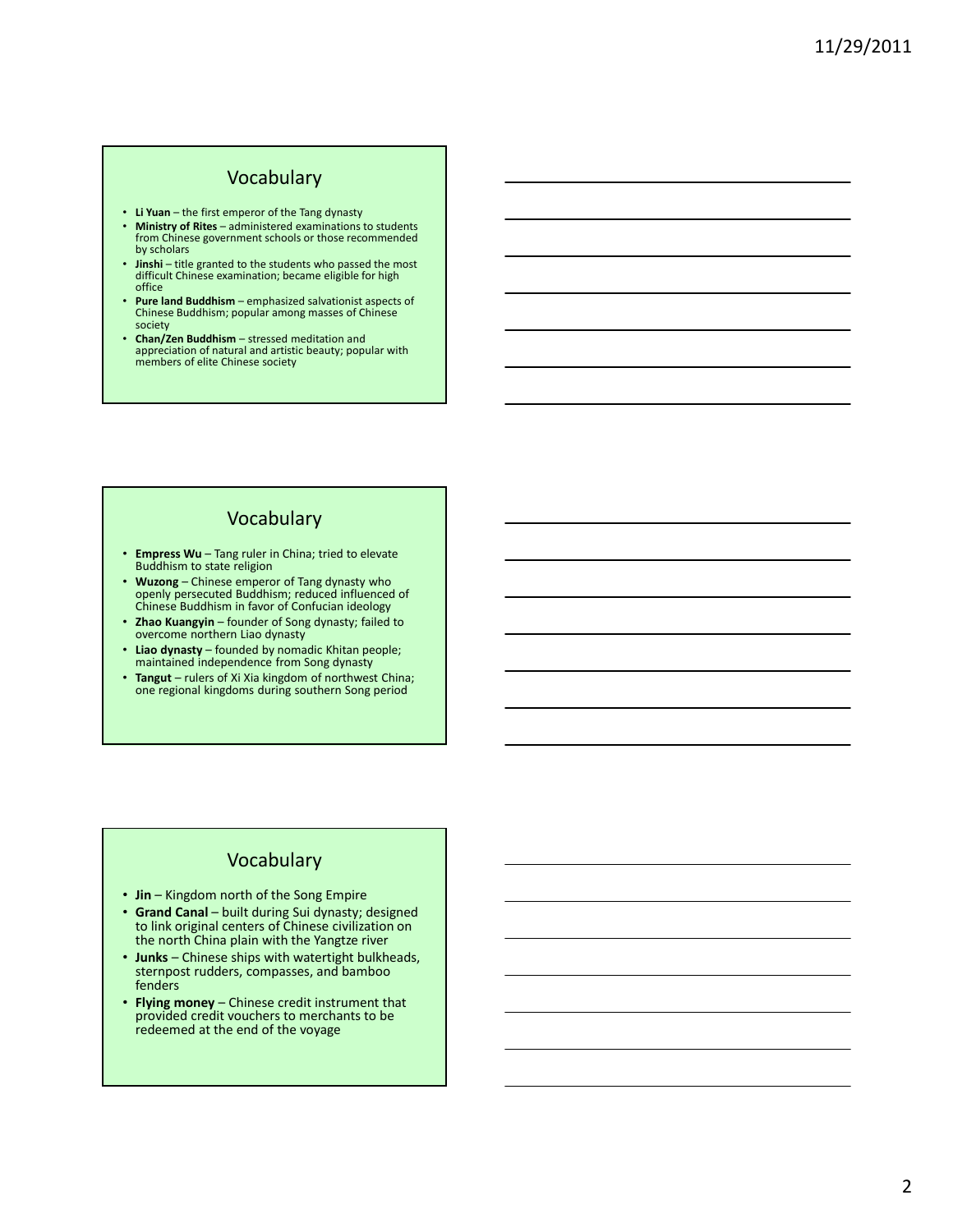## Vocabulary

- **Li Yuan** – the first emperor of the Tang dynasty
- **Ministry of Rites** – administered examinations to students from Chinese government schools or those recommended by scholars
- **Jinshi** – title granted to the students who passed the most difficult Chinese examination; became eligible for high office
- **Pure land Buddhism** – emphasized salvationist aspects of Chinese Buddhism; popular among masses of Chinese society
- **Chan/Zen Buddhism** – stressed meditation and appreciation of natural and artistic beauty; popular with members of elite Chinese society

## Vocabulary

- **Empress Wu** – Tang ruler in China; tried to elevate Buddhism to state religion
- **Wuzong** – Chinese emperor of Tang dynasty who openly persecuted Buddhism; reduced influenced of Chinese Buddhism in favor of Confucian ideology
- **Zhao Kuangyin** – founder of Song dynasty; failed to overcome northern Liao dynasty
- **Liao dynasty** – founded by nomadic Khitan people; maintained independence from Song dynasty
- **Tangut** – rulers of Xi Xia kingdom of northwest China; one regional kingdoms during southern Song period

## Vocabulary

- **Jin** – Kingdom north of the Song Empire
- **Grand Canal** – built during Sui dynasty; designed to link original centers of Chinese civilization on the north China plain with the Yangtze river
- **Junks** – Chinese ships with watertight bulkheads, sternpost rudders, compasses, and bamboo fenders
- **Flying money** – Chinese credit instrument that provided credit vouchers to merchants to be redeemed at the end of the voyage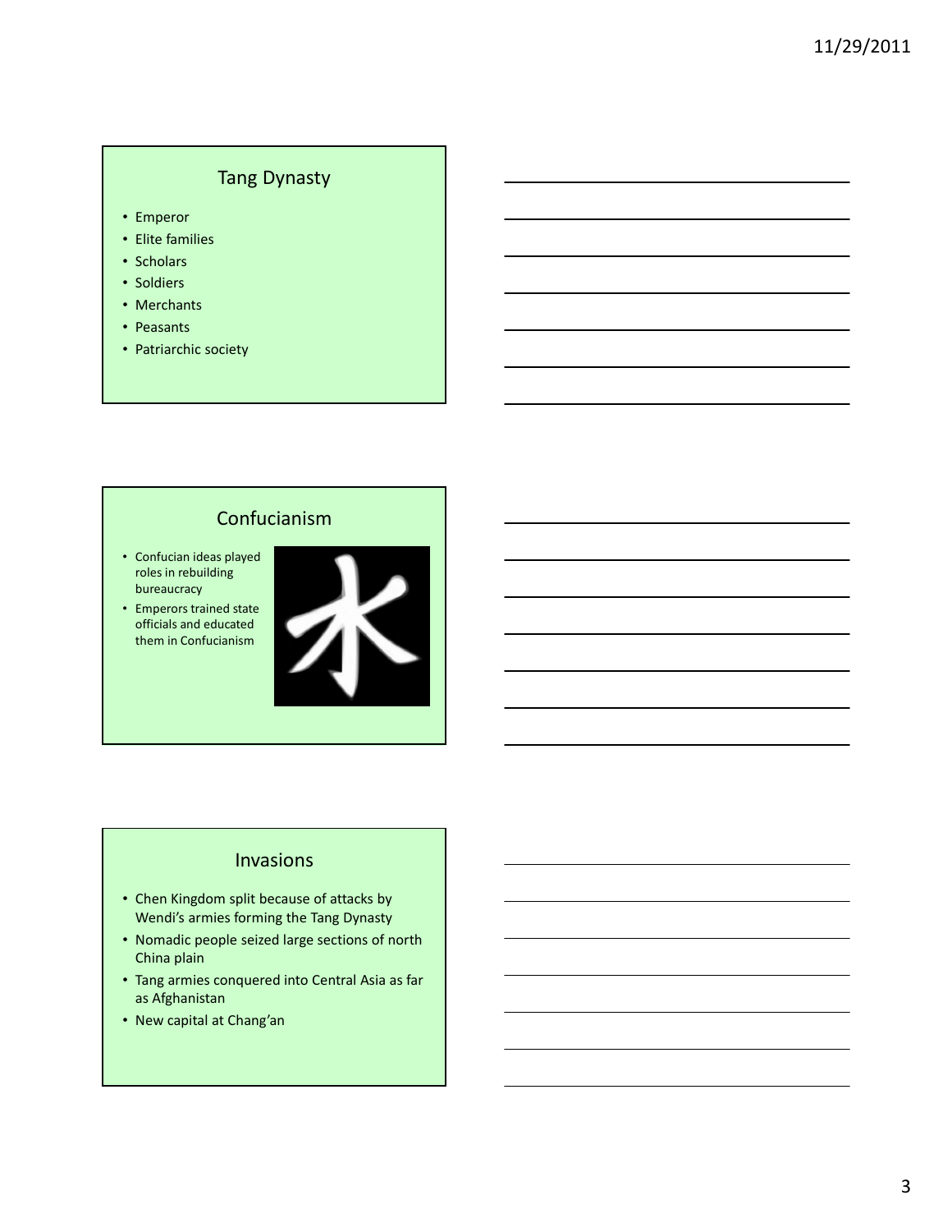## Tang Dynasty

- Emperor
- Elite families
- Scholars
- Soldiers
- Merchants
- Peasants
- Patriarchic society

## Confucianism

- Confucian ideas played roles in rebuilding bureaucracy
- Emperors trained state officials and educated them in Confucianism

## Invasions

- Chen Kingdom split because of attacks by Wendi's armies forming the Tang Dynasty
- Nomadic people seized large sections of north China plain
- Tang armies conquered into Central Asia as far as Afghanistan
- New capital at Chang'an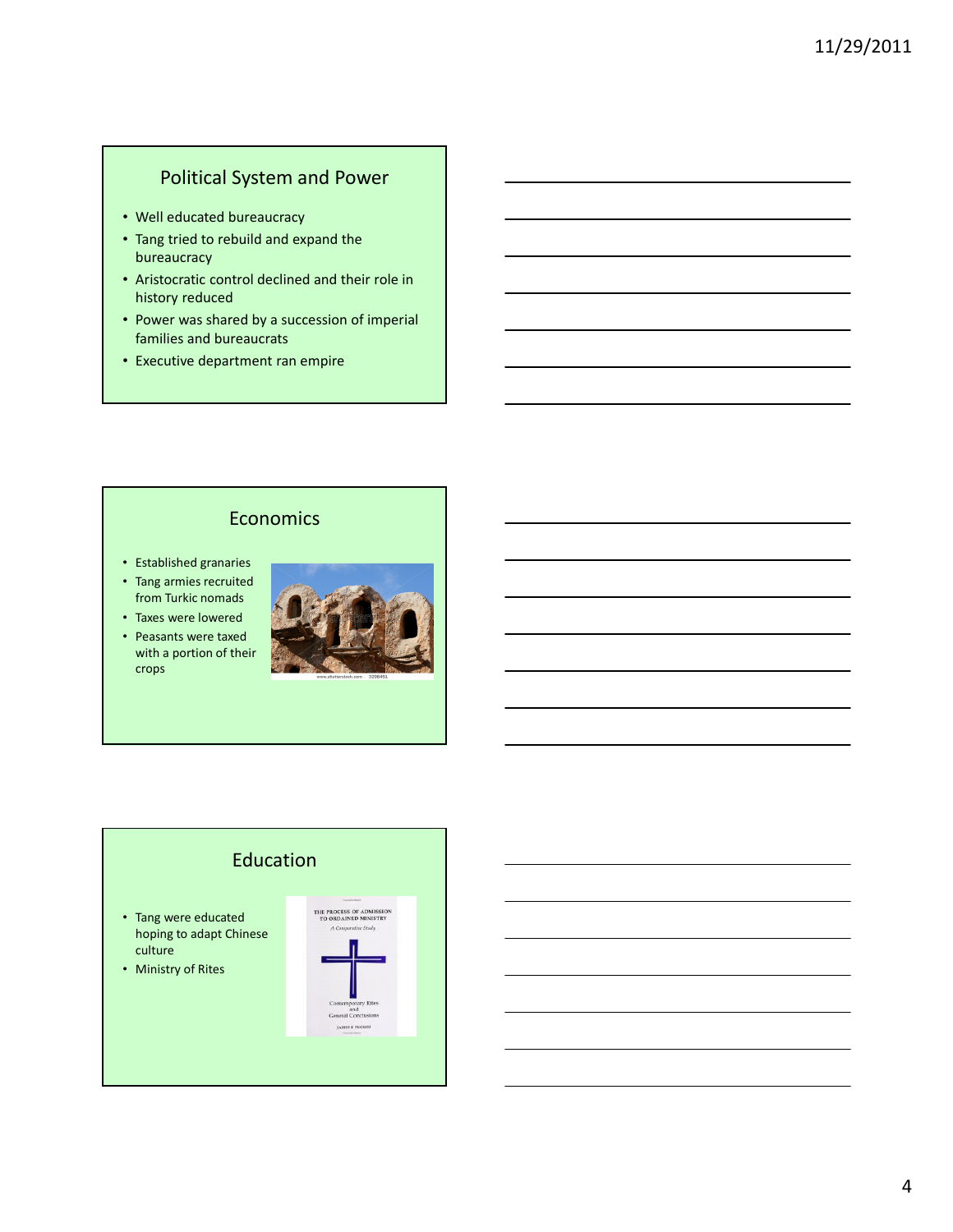## Political System and Power

- Well educated bureaucracy
- Tang tried to rebuild and expand the bureaucracy
- Aristocratic control declined and their role in history reduced
- Power was shared by a succession of imperial families and bureaucrats
- Executive department ran empire

## Economics

- Established granaries
- Tang armies recruited from Turkic nomads
- Taxes were lowered
- Peasants were taxed with a portion of their crops

## Education

- Tang were educated hoping to adapt Chinese culture
- Ministry of Rites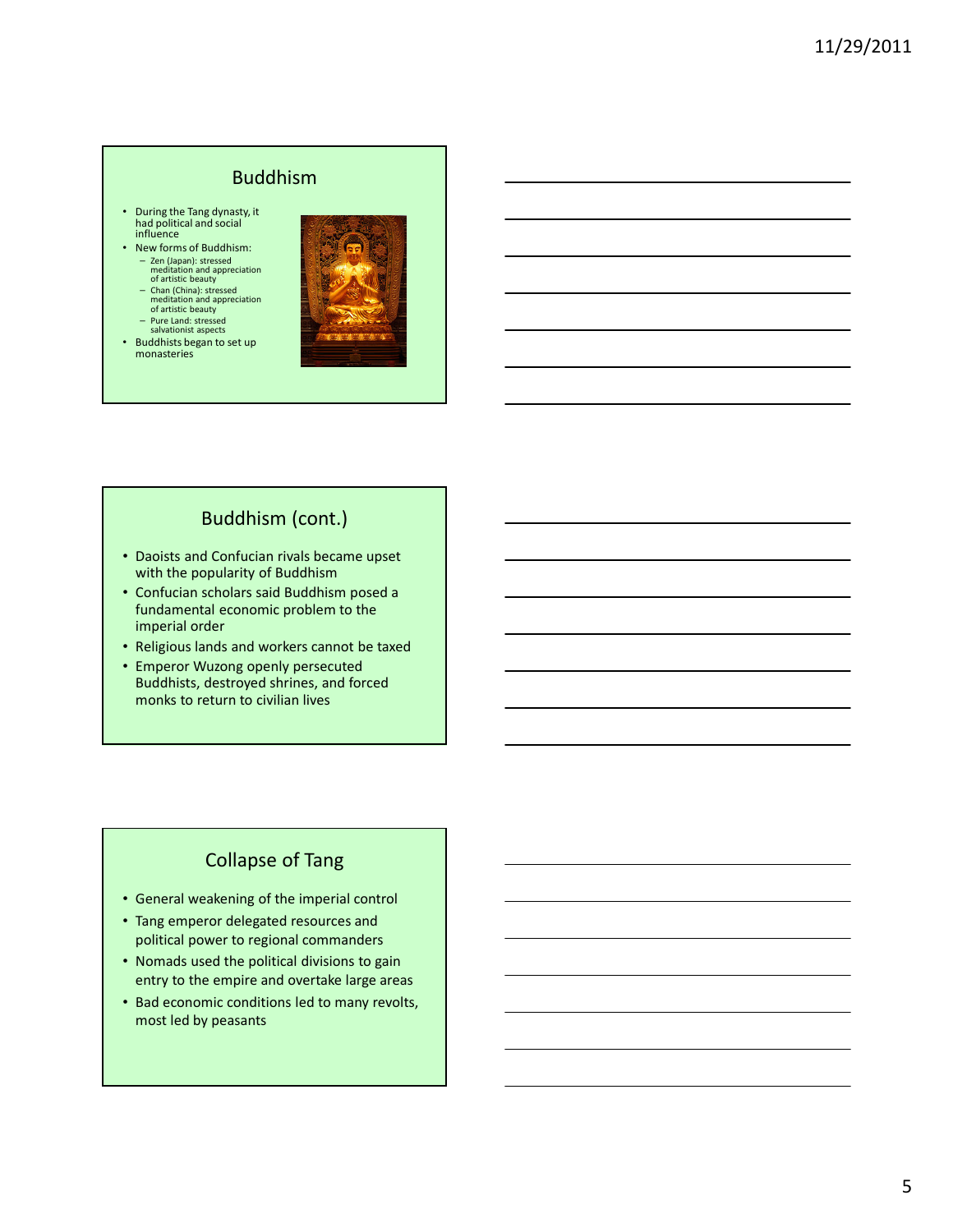## Buddhism

- During the Tang dynasty, it had political and social influence
- New forms of Buddhism:
  - Zen (Japan): stressed meditation and appreciation of artistic beauty
  - Chan (China): stressed meditation and appreciation of artistic beauty
  - Pure Land: stressed salvationist aspects
- Buddhists began to set up monasteries

## Buddhism (cont.)

- Daoists and Confucian rivals became upset with the popularity of Buddhism
- Confucian scholars said Buddhism posed a fundamental economic problem to the imperial order
- Religious lands and workers cannot be taxed
- Emperor Wuzong openly persecuted Buddhists, destroyed shrines, and forced monks to return to civilian lives

## Collapse of Tang

- General weakening of the imperial control
- Tang emperor delegated resources and political power to regional commanders
- Nomads used the political divisions to gain entry to the empire and overtake large areas
- Bad economic conditions led to many revolts, most led by peasants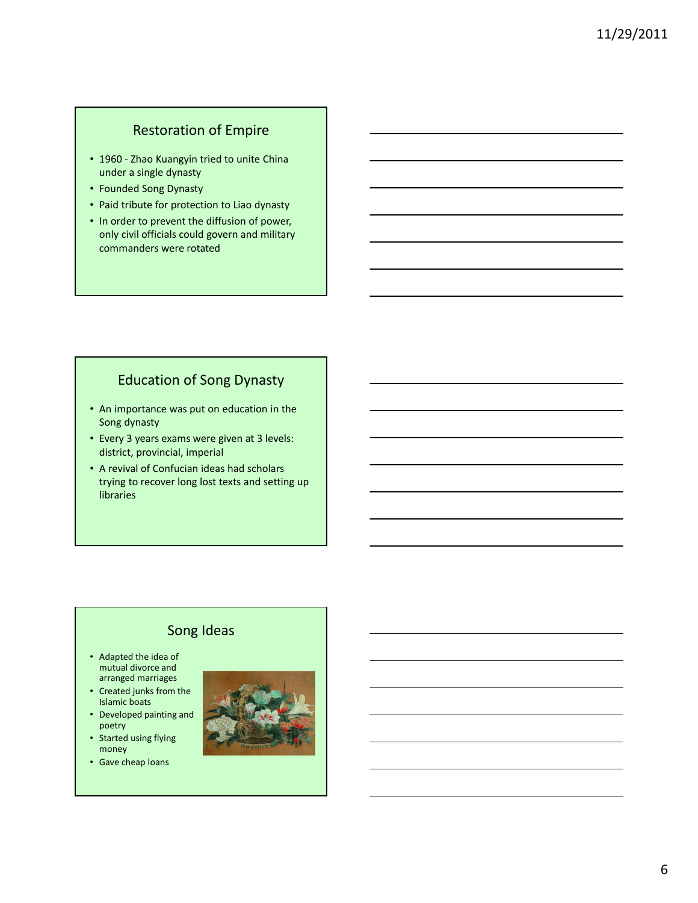## Restoration of Empire

- 1960 - Zhao Kuangyin tried to unite China under a single dynasty
- Founded Song Dynasty
- Paid tribute for protection to Liao dynasty
- In order to prevent the diffusion of power, only civil officials could govern and military commanders were rotated

## Education of Song Dynasty

- An importance was put on education in the Song dynasty
- Every 3 years exams were given at 3 levels: district, provincial, imperial
- A revival of Confucian ideas had scholars trying to recover long lost texts and setting up libraries

## Song Ideas

- Adapted the idea of mutual divorce and arranged marriages
- Created junks from the Islamic boats
- Developed painting and poetry
- Started using flying money
- Gave cheap loans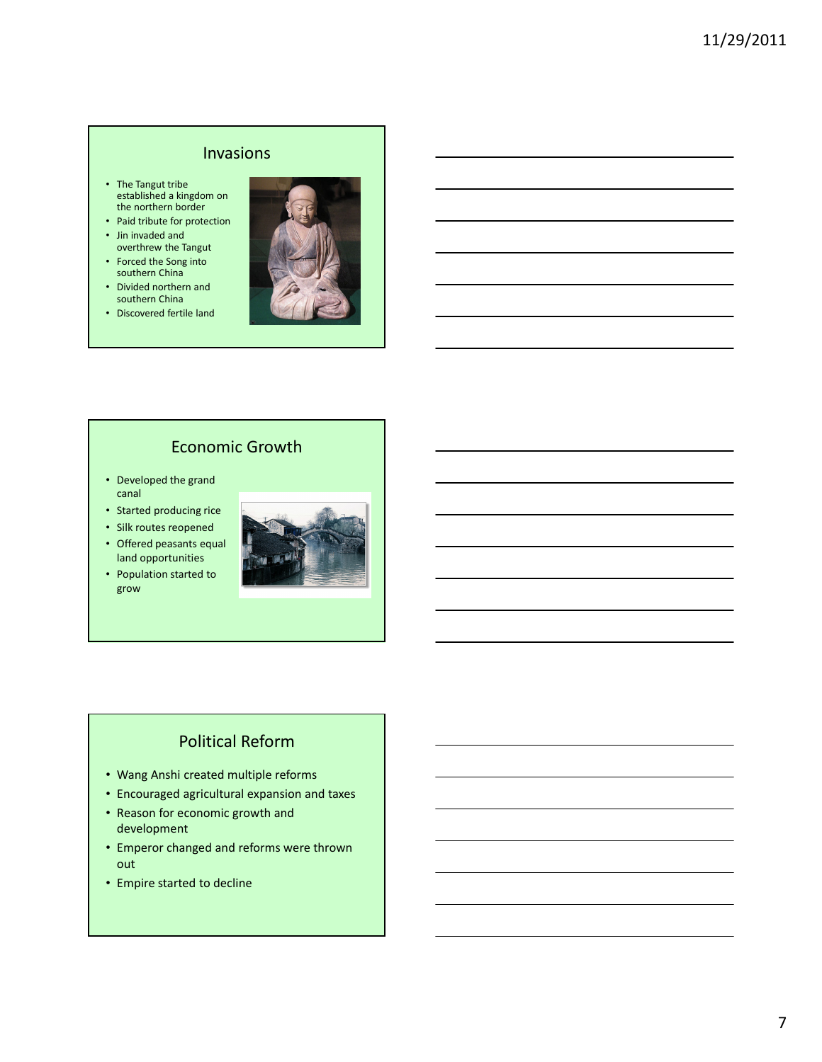## Invasions

- The Tangut tribe established a kingdom on the northern border
- Paid tribute for protection
- Jin invaded and overthrew the Tangut
- Forced the Song into southern China
- Divided northern and southern China
- Discovered fertile land

## Economic Growth

- Developed the grand canal
- Started producing rice
- Silk routes reopened
- Offered peasants equal land opportunities
- Population started to grow

## Political Reform

- Wang Anshi created multiple reforms
- Encouraged agricultural expansion and taxes
- Reason for economic growth and development
- Emperor changed and reforms were thrown out
- Empire started to decline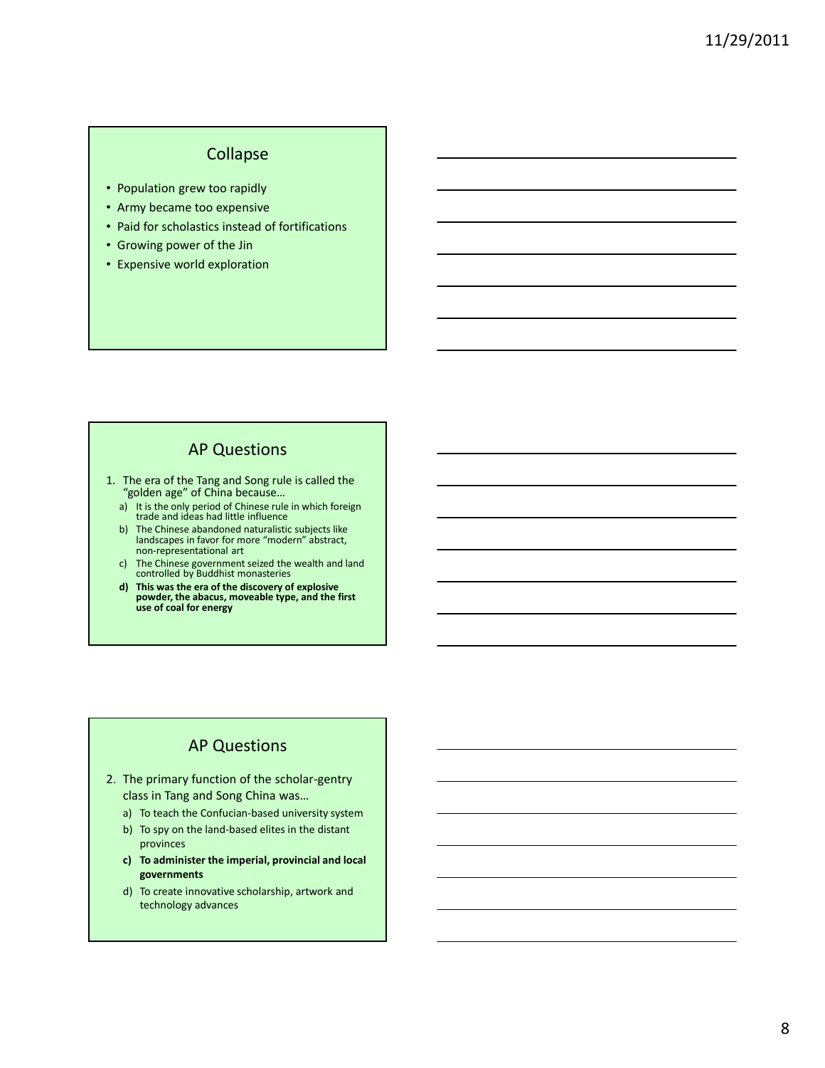## Collapse

- Population grew too rapidly
- Army became too expensive
- Paid for scholastics instead of fortifications
- Growing power of the Jin
- Expensive world exploration

## AP Questions

1. The era of the Tang and Song rule is called the "golden age" of China because…
   a) It is the only period of Chinese rule in which foreign trade and ideas had little influence
   b) The Chinese abandoned naturalistic subjects like landscapes in favor for more "modern" abstract, non-representational art
   c) The Chinese government seized the wealth and land controlled by Buddhist monasteries
   **d) This was the era of the discovery of explosive powder, the abacus, moveable type, and the first use of coal for energy**

## AP Questions

2. The primary function of the scholar-gentry class in Tang and Song China was…
   a) To teach the Confucian-based university system
   b) To spy on the land-based elites in the distant provinces
   **c) To administer the imperial, provincial and local governments**
   d) To create innovative scholarship, artwork and technology advances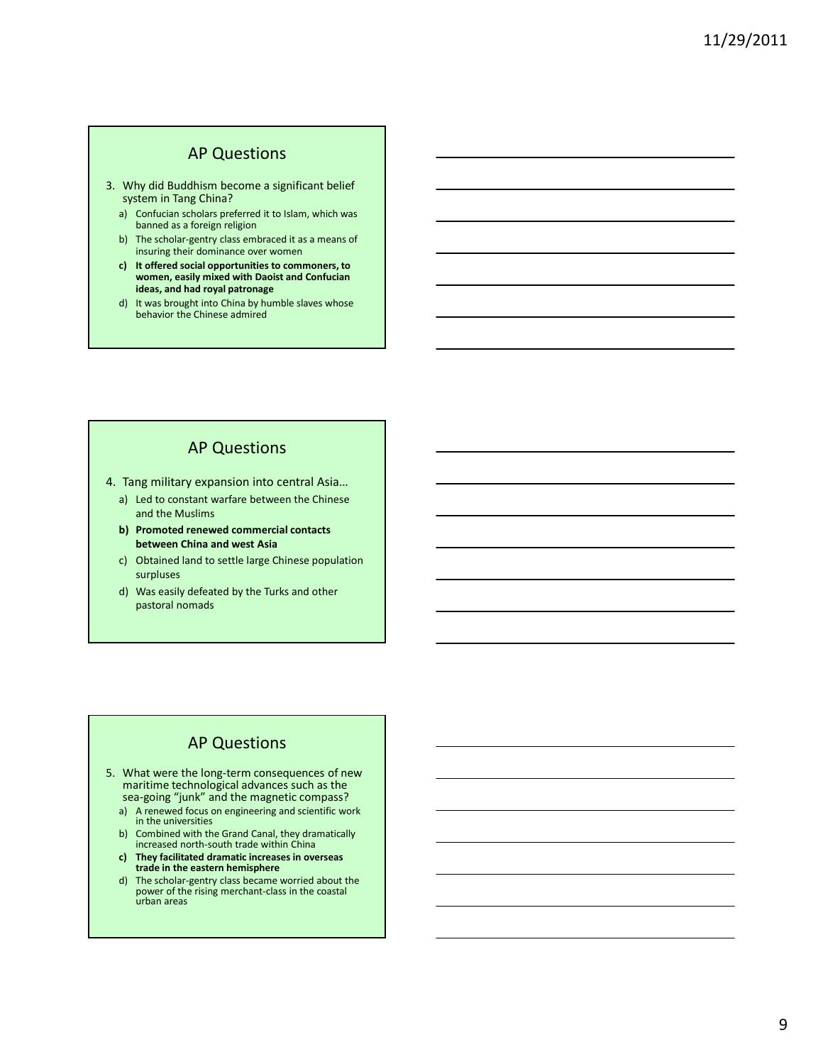## AP Questions

3. Why did Buddhism become a significant belief system in Tang China?
   a) Confucian scholars preferred it to Islam, which was banned as a foreign religion
   b) The scholar-gentry class embraced it as a means of insuring their dominance over women
   c) **It offered social opportunities to commoners, to women, easily mixed with Daoist and Confucian ideas, and had royal patronage**
   d) It was brought into China by humble slaves whose behavior the Chinese admired

## AP Questions

4. Tang military expansion into central Asia…
   a) Led to constant warfare between the Chinese and the Muslims
   b) **Promoted renewed commercial contacts between China and west Asia**
   c) Obtained land to settle large Chinese population surpluses
   d) Was easily defeated by the Turks and other pastoral nomads

## AP Questions

5. What were the long-term consequences of new maritime technological advances such as the sea-going "junk" and the magnetic compass?
   a) A renewed focus on engineering and scientific work in the universities
   b) Combined with the Grand Canal, they dramatically increased north-south trade within China
   c) **They facilitated dramatic increases in overseas trade in the eastern hemisphere**
   d) The scholar-gentry class became worried about the power of the rising merchant-class in the coastal urban areas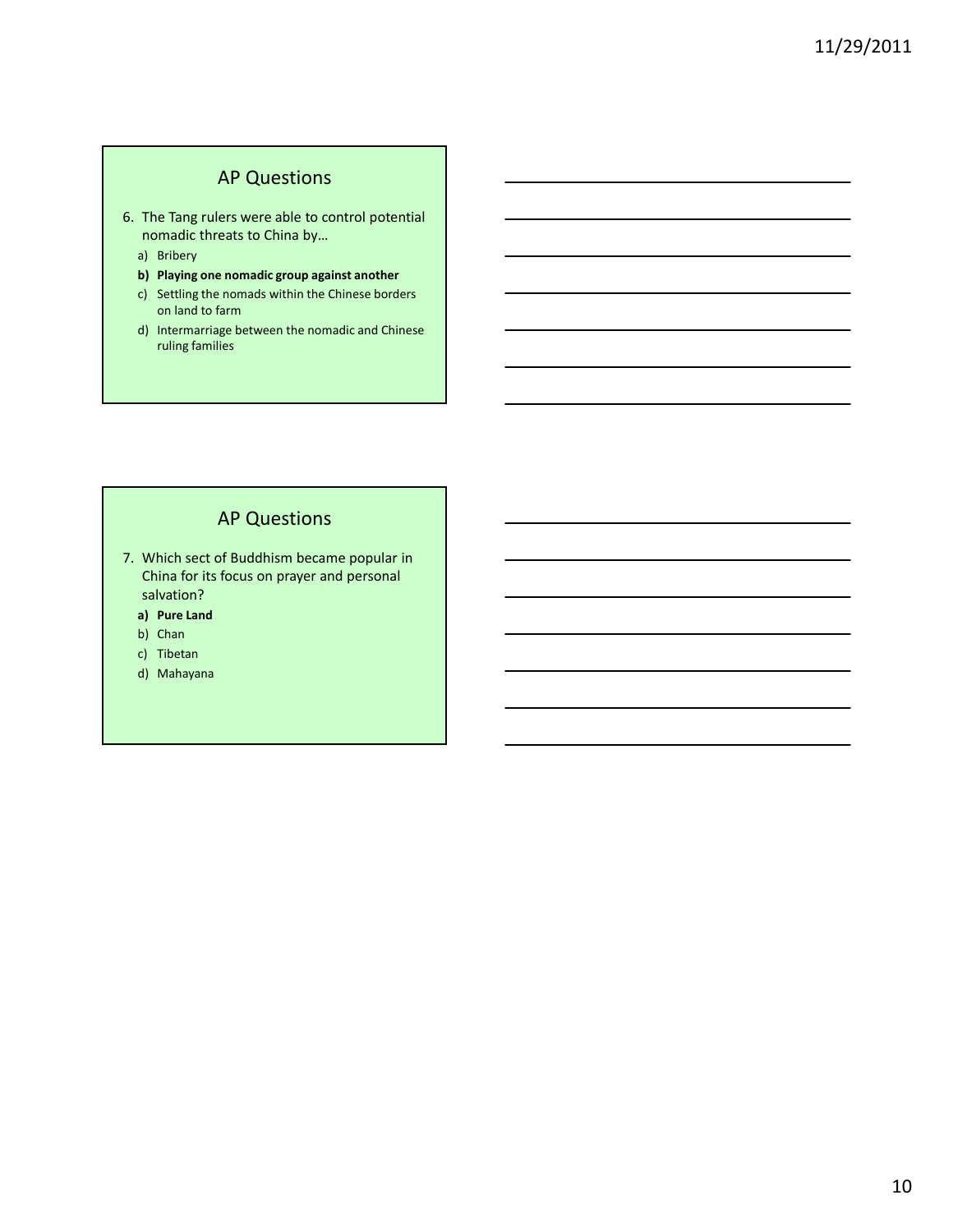## AP Questions

6. The Tang rulers were able to control potential nomadic threats to China by…
   a) Bribery
   **b) Playing one nomadic group against another**
   c) Settling the nomads within the Chinese borders on land to farm
   d) Intermarriage between the nomadic and Chinese ruling families

## AP Questions

7. Which sect of Buddhism became popular in China for its focus on prayer and personal salvation?
   **a) Pure Land**
   b) Chan
   c) Tibetan
   d) Mahayana